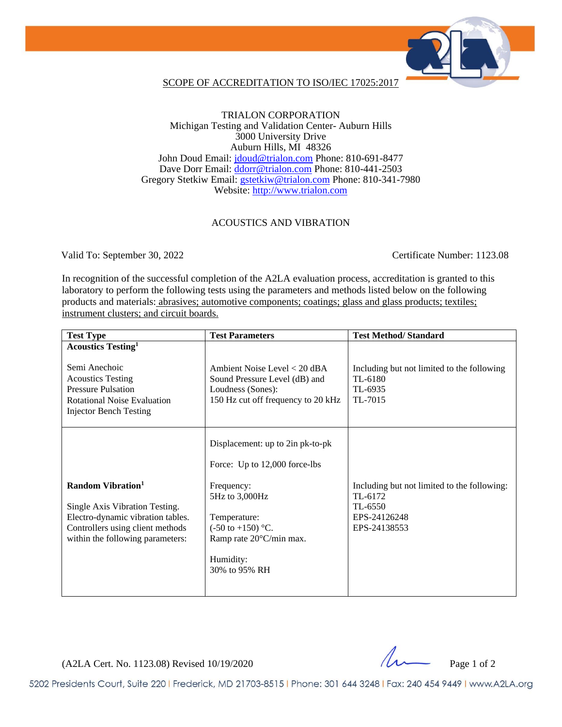# SCOPE OF ACCREDITATION TO ISO/IEC 17025:2017

TRIALON CORPORATION
Michigan Testing and Validation Center- Auburn Hills
3000 University Drive
Auburn Hills, MI 48326
John Doud Email: jdoud@trialon.com Phone: 810-691-8477
Dave Dorr Email: ddorr@trialon.com Phone: 810-441-2503
Gregory Stetkiw Email: gstetkiw@trialon.com Phone: 810-341-7980
Website: http://www.trialon.com

## ACOUSTICS AND VIBRATION

Valid To: September 30, 2022 Certificate Number: 1123.08

In recognition of the successful completion of the A2LA evaluation process, accreditation is granted to this laboratory to perform the following tests using the parameters and methods listed below on the following products and materials: abrasives; automotive components; coatings; glass and glass products; textiles; instrument clusters; and circuit boards.

| Test Type | Test Parameters | Test Method/ Standard |
|---|---|---|
| **Acoustics Testing**[1]<br><br>Semi Anechoic<br>Acoustics Testing<br>Pressure Pulsation<br>Rotational Noise Evaluation<br>Injector Bench Testing | Ambient Noise Level < 20 dBA<br>Sound Pressure Level (dB) and Loudness (Sones):<br>150 Hz cut off frequency to 20 kHz | Including but not limited to the following<br>TL-6180<br>TL-6935<br>TL-7015 |
| **Random Vibration**[1]<br><br>Single Axis Vibration Testing.<br>Electro-dynamic vibration tables.<br>Controllers using client methods within the following parameters: | Displacement: up to 2in pk-to-pk<br><br>Force: Up to 12,000 force-lbs<br><br>Frequency:<br>5Hz to 3,000Hz<br><br>Temperature:<br>(-50 to +150) °C.<br>Ramp rate 20°C/min max.<br><br>Humidity:<br>30% to 95% RH | Including but not limited to the following:<br>TL-6172<br>TL-6550<br>EPS-24126248<br>EPS-24138553 |

(A2LA Cert. No. 1123.08) Revised 10/19/2020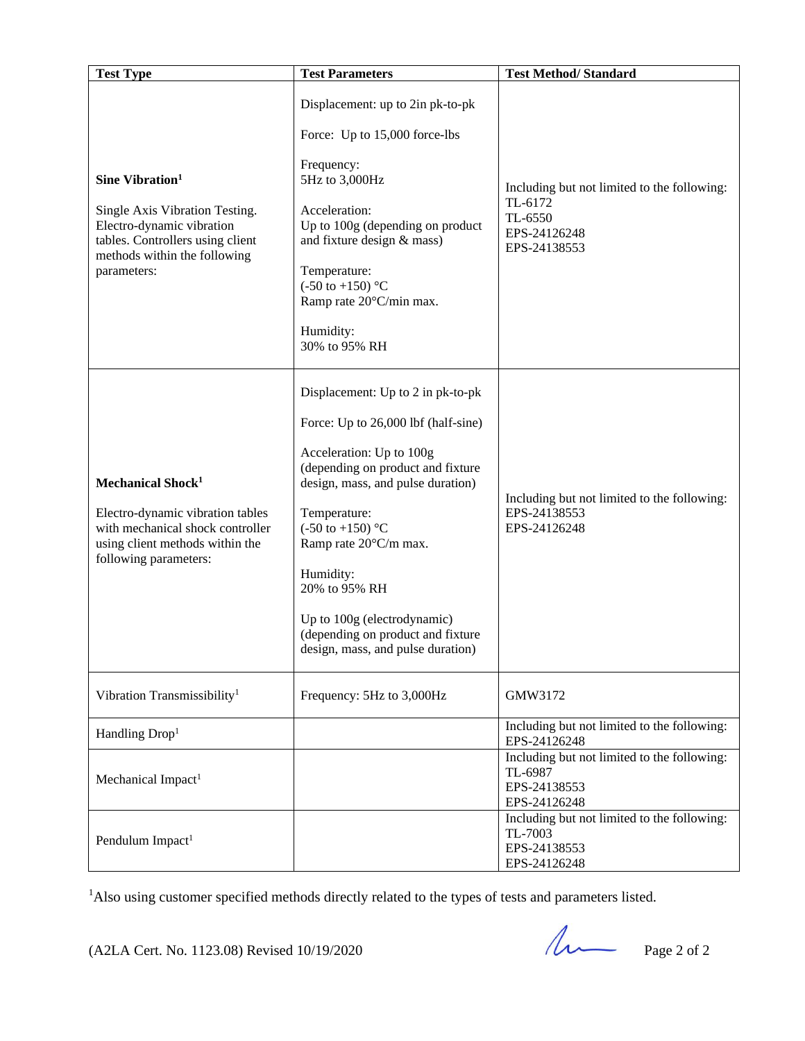| Test Type | Test Parameters | Test Method/ Standard |
|---|---|---|
| **Sine Vibration**[1]<br><br>Single Axis Vibration Testing. Electro-dynamic vibration tables. Controllers using client methods within the following parameters: | Displacement: up to 2in pk-to-pk<br><br>Force: Up to 15,000 force-lbs<br><br>Frequency:<br>5Hz to 3,000Hz<br><br>Acceleration:<br>Up to 100g (depending on product and fixture design & mass)<br><br>Temperature:<br>(-50 to +150) °C<br>Ramp rate 20°C/min max.<br><br>Humidity:<br>30% to 95% RH | Including but not limited to the following:<br>TL-6172<br>TL-6550<br>EPS-24126248<br>EPS-24138553 |
| **Mechanical Shock**[1]<br><br>Electro-dynamic vibration tables with mechanical shock controller using client methods within the following parameters: | Displacement: Up to 2 in pk-to-pk<br><br>Force: Up to 26,000 lbf (half-sine)<br><br>Acceleration: Up to 100g (depending on product and fixture design, mass, and pulse duration)<br><br>Temperature:<br>(-50 to +150) °C<br>Ramp rate 20°C/m max.<br><br>Humidity:<br>20% to 95% RH<br><br>Up to 100g (electrodynamic) (depending on product and fixture design, mass, and pulse duration) | Including but not limited to the following:<br>EPS-24138553<br>EPS-24126248 |
| Vibration Transmissibility[1] | Frequency: 5Hz to 3,000Hz | GMW3172 |
| Handling Drop[1] | | Including but not limited to the following:<br>EPS-24126248 |
| Mechanical Impact[1] | | Including but not limited to the following:<br>TL-6987<br>EPS-24138553<br>EPS-24126248 |
| Pendulum Impact[1] | | Including but not limited to the following:<br>TL-7003<br>EPS-24138553<br>EPS-24126248 |

[1]Also using customer specified methods directly related to the types of tests and parameters listed.

(A2LA Cert. No. 1123.08) Revised 10/19/2020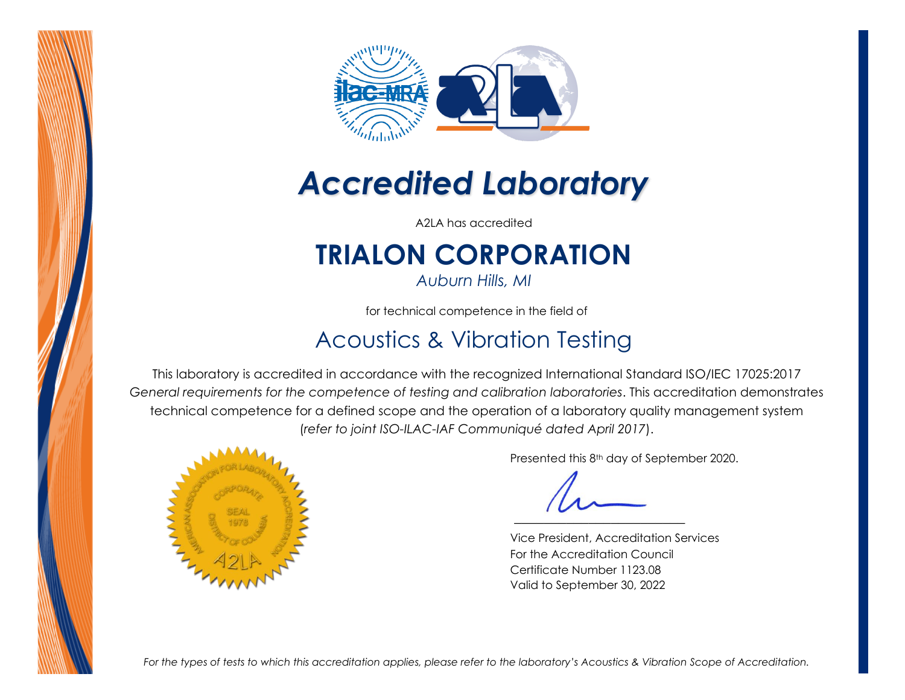# *Accredited Laboratory*

A2LA has accredited

## TRIALON CORPORATION

*Auburn Hills, MI*

for technical competence in the field of

## Acoustics & Vibration Testing

This laboratory is accredited in accordance with the recognized International Standard ISO/IEC 17025:2017 *General requirements for the competence of testing and calibration laboratories*. This accreditation demonstrates technical competence for a defined scope and the operation of a laboratory quality management system (*refer to joint ISO-ILAC-IAF Communiqué dated April 2017*).

Presented this 8th day of September 2020.

Vice President, Accreditation Services
For the Accreditation Council
Certificate Number 1123.08
Valid to September 30, 2022

*For the types of tests to which this accreditation applies, please refer to the laboratory's Acoustics & Vibration Scope of Accreditation.*